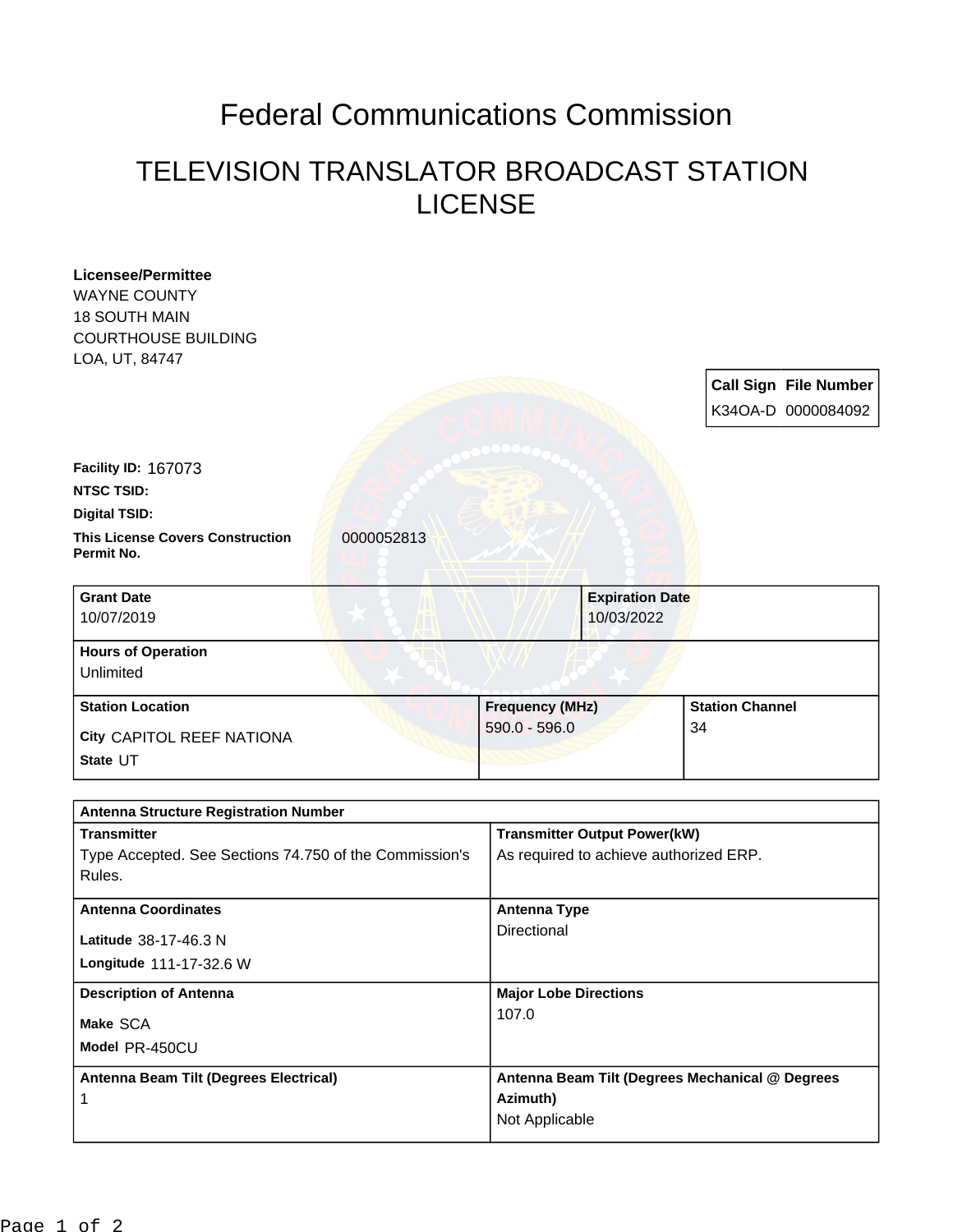# Federal Communications Commission

## TELEVISION TRANSLATOR BROADCAST STATION LICENSE

**Licensee/Permittee**
WAYNE COUNTY
18 SOUTH MAIN
COURTHOUSE BUILDING
LOA, UT, 84747

| Call Sign | File Number |
| --- | --- |
| K34OA-D | 0000084092 |

**Facility ID:** 167073

**NTSC TSID:**

**Digital TSID:**

**This License Covers Construction Permit No.** 0000052813

| Grant Date | Expiration Date |
| --- | --- |
| 10/07/2019 | 10/03/2022 |

**Hours of Operation**
Unlimited

| Station Location | Frequency (MHz) | Station Channel |
| --- | --- | --- |
| City CAPITOL REEF NATIONA<br>State UT | 590.0 - 596.0 | 34 |

**Antenna Structure Registration Number**

| Transmitter | Transmitter Output Power(kW) |
| --- | --- |
| Type Accepted. See Sections 74.750 of the Commission's Rules. | As required to achieve authorized ERP. |

| Antenna Coordinates | Antenna Type |
| --- | --- |
| Latitude 38-17-46.3 N<br>Longitude 111-17-32.6 W | Directional |

| Description of Antenna | Major Lobe Directions |
| --- | --- |
| Make SCA<br>Model PR-450CU | 107.0 |

| Antenna Beam Tilt (Degrees Electrical) | Antenna Beam Tilt (Degrees Mechanical @ Degrees Azimuth) |
| --- | --- |
| 1 | Not Applicable |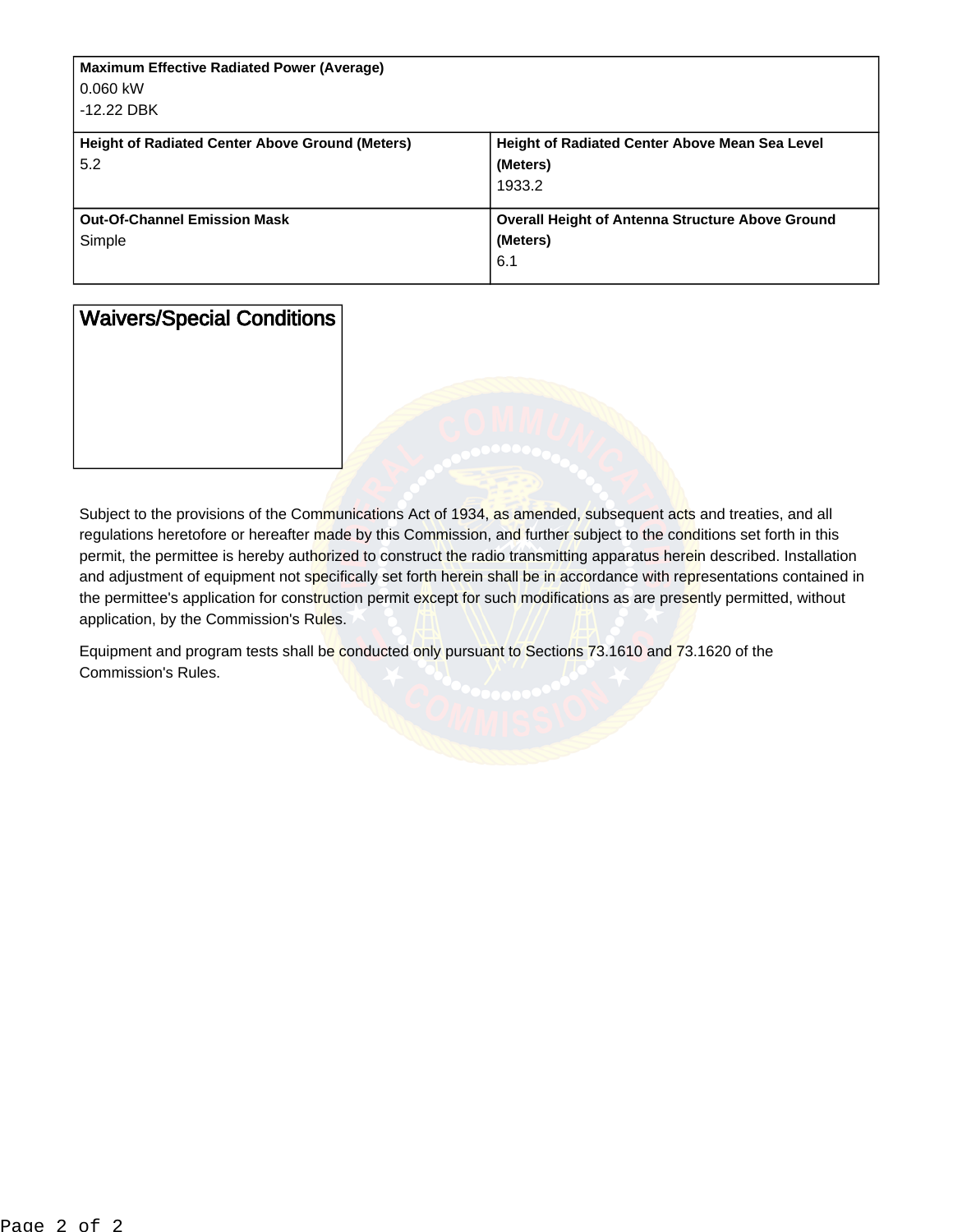| | |
|---|---|
| **Maximum Effective Radiated Power (Average)**<br>0.060 kW<br>-12.22 DBK | |
| **Height of Radiated Center Above Ground (Meters)**<br>5.2 | **Height of Radiated Center Above Mean Sea Level (Meters)**<br>1933.2 |
| **Out-Of-Channel Emission Mask**<br>Simple | **Overall Height of Antenna Structure Above Ground (Meters)**<br>6.1 |

## Waivers/Special Conditions

Subject to the provisions of the Communications Act of 1934, as amended, subsequent acts and treaties, and all regulations heretofore or hereafter made by this Commission, and further subject to the conditions set forth in this permit, the permittee is hereby authorized to construct the radio transmitting apparatus herein described. Installation and adjustment of equipment not specifically set forth herein shall be in accordance with representations contained in the permittee's application for construction permit except for such modifications as are presently permitted, without application, by the Commission's Rules.

Equipment and program tests shall be conducted only pursuant to Sections 73.1610 and 73.1620 of the Commission's Rules.